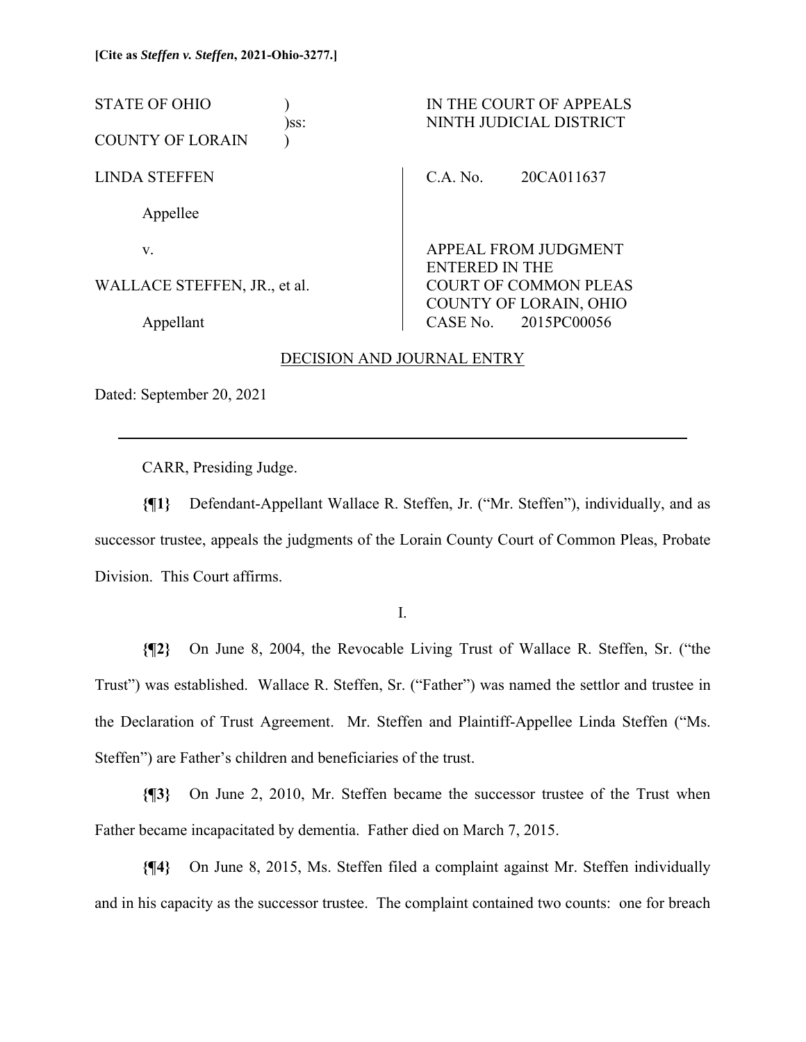**[Cite as *Steffen v. Steffen*, 2021-Ohio-3277.]**

| STATE OF OHIO ) )ss: COUNTY OF LORAIN ) | IN THE COURT OF APPEALS NINTH JUDICIAL DISTRICT |
|---|---|
| LINDA STEFFEN | C.A. No. 20CA011637 |
| Appellee | |
| v. | APPEAL FROM JUDGMENT ENTERED IN THE |
| WALLACE STEFFEN, JR., et al. | COURT OF COMMON PLEAS COUNTY OF LORAIN, OHIO |
| Appellant | CASE No. 2015PC00056 |

DECISION AND JOURNAL ENTRY

Dated: September 20, 2021

---

CARR, Presiding Judge.

**{¶1}** Defendant-Appellant Wallace R. Steffen, Jr. ("Mr. Steffen"), individually, and as successor trustee, appeals the judgments of the Lorain County Court of Common Pleas, Probate Division. This Court affirms.

I.

**{¶2}** On June 8, 2004, the Revocable Living Trust of Wallace R. Steffen, Sr. ("the Trust") was established. Wallace R. Steffen, Sr. ("Father") was named the settlor and trustee in the Declaration of Trust Agreement. Mr. Steffen and Plaintiff-Appellee Linda Steffen ("Ms. Steffen") are Father's children and beneficiaries of the trust.

**{¶3}** On June 2, 2010, Mr. Steffen became the successor trustee of the Trust when Father became incapacitated by dementia. Father died on March 7, 2015.

**{¶4}** On June 8, 2015, Ms. Steffen filed a complaint against Mr. Steffen individually and in his capacity as the successor trustee. The complaint contained two counts: one for breach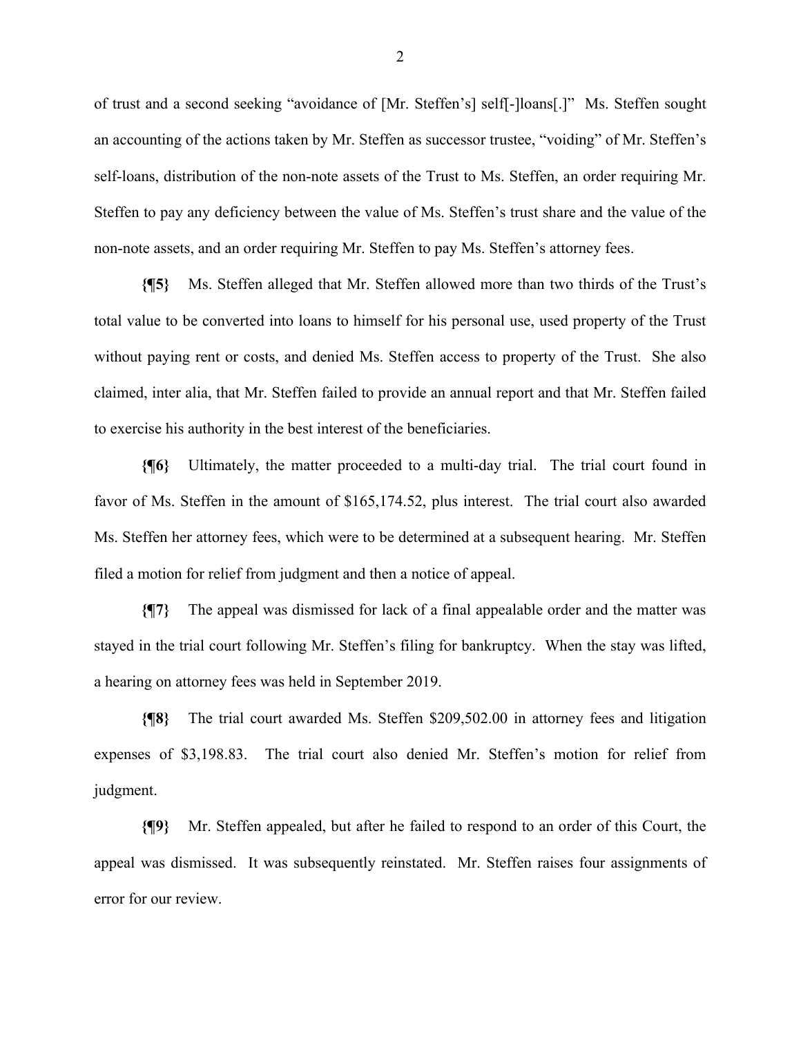of trust and a second seeking "avoidance of [Mr. Steffen's] self[-]loans[.]" Ms. Steffen sought an accounting of the actions taken by Mr. Steffen as successor trustee, "voiding" of Mr. Steffen's self-loans, distribution of the non-note assets of the Trust to Ms. Steffen, an order requiring Mr. Steffen to pay any deficiency between the value of Ms. Steffen's trust share and the value of the non-note assets, and an order requiring Mr. Steffen to pay Ms. Steffen's attorney fees.

**{¶5}** Ms. Steffen alleged that Mr. Steffen allowed more than two thirds of the Trust's total value to be converted into loans to himself for his personal use, used property of the Trust without paying rent or costs, and denied Ms. Steffen access to property of the Trust. She also claimed, inter alia, that Mr. Steffen failed to provide an annual report and that Mr. Steffen failed to exercise his authority in the best interest of the beneficiaries.

**{¶6}** Ultimately, the matter proceeded to a multi-day trial. The trial court found in favor of Ms. Steffen in the amount of $165,174.52, plus interest. The trial court also awarded Ms. Steffen her attorney fees, which were to be determined at a subsequent hearing. Mr. Steffen filed a motion for relief from judgment and then a notice of appeal.

**{¶7}** The appeal was dismissed for lack of a final appealable order and the matter was stayed in the trial court following Mr. Steffen's filing for bankruptcy. When the stay was lifted, a hearing on attorney fees was held in September 2019.

**{¶8}** The trial court awarded Ms. Steffen $209,502.00 in attorney fees and litigation expenses of $3,198.83. The trial court also denied Mr. Steffen's motion for relief from judgment.

**{¶9}** Mr. Steffen appealed, but after he failed to respond to an order of this Court, the appeal was dismissed. It was subsequently reinstated. Mr. Steffen raises four assignments of error for our review.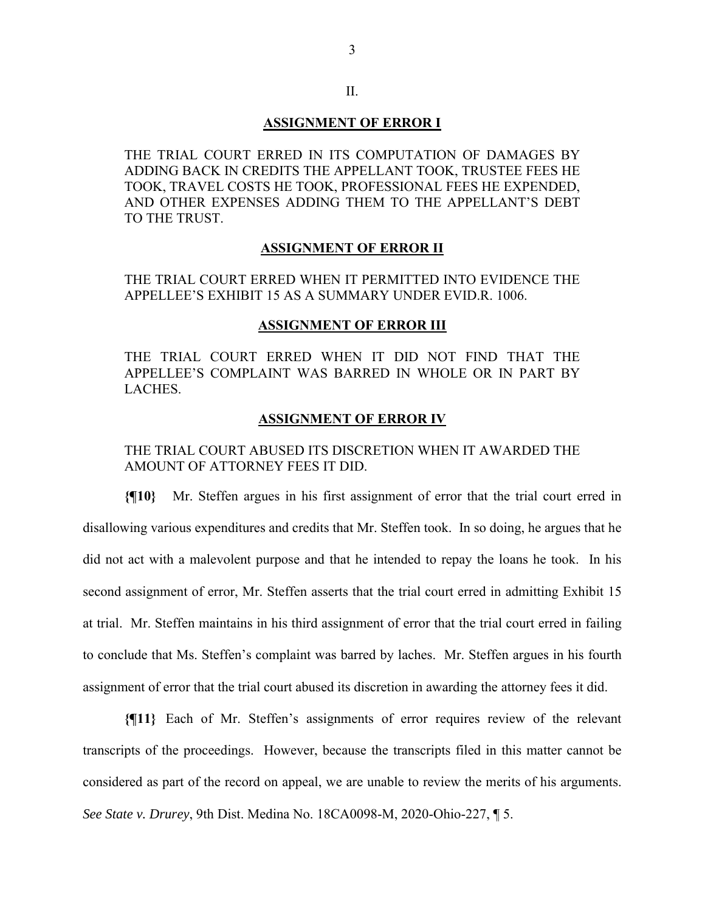II.

**ASSIGNMENT OF ERROR I**

THE TRIAL COURT ERRED IN ITS COMPUTATION OF DAMAGES BY ADDING BACK IN CREDITS THE APPELLANT TOOK, TRUSTEE FEES HE TOOK, TRAVEL COSTS HE TOOK, PROFESSIONAL FEES HE EXPENDED, AND OTHER EXPENSES ADDING THEM TO THE APPELLANT'S DEBT TO THE TRUST.

**ASSIGNMENT OF ERROR II**

THE TRIAL COURT ERRED WHEN IT PERMITTED INTO EVIDENCE THE APPELLEE'S EXHIBIT 15 AS A SUMMARY UNDER EVID.R. 1006.

**ASSIGNMENT OF ERROR III**

THE TRIAL COURT ERRED WHEN IT DID NOT FIND THAT THE APPELLEE'S COMPLAINT WAS BARRED IN WHOLE OR IN PART BY LACHES.

**ASSIGNMENT OF ERROR IV**

THE TRIAL COURT ABUSED ITS DISCRETION WHEN IT AWARDED THE AMOUNT OF ATTORNEY FEES IT DID.

**{¶10}** Mr. Steffen argues in his first assignment of error that the trial court erred in disallowing various expenditures and credits that Mr. Steffen took. In so doing, he argues that he did not act with a malevolent purpose and that he intended to repay the loans he took. In his second assignment of error, Mr. Steffen asserts that the trial court erred in admitting Exhibit 15 at trial. Mr. Steffen maintains in his third assignment of error that the trial court erred in failing to conclude that Ms. Steffen's complaint was barred by laches. Mr. Steffen argues in his fourth assignment of error that the trial court abused its discretion in awarding the attorney fees it did.

**{¶11}** Each of Mr. Steffen's assignments of error requires review of the relevant transcripts of the proceedings. However, because the transcripts filed in this matter cannot be considered as part of the record on appeal, we are unable to review the merits of his arguments. *See State v. Drurey*, 9th Dist. Medina No. 18CA0098-M, 2020-Ohio-227, ¶ 5.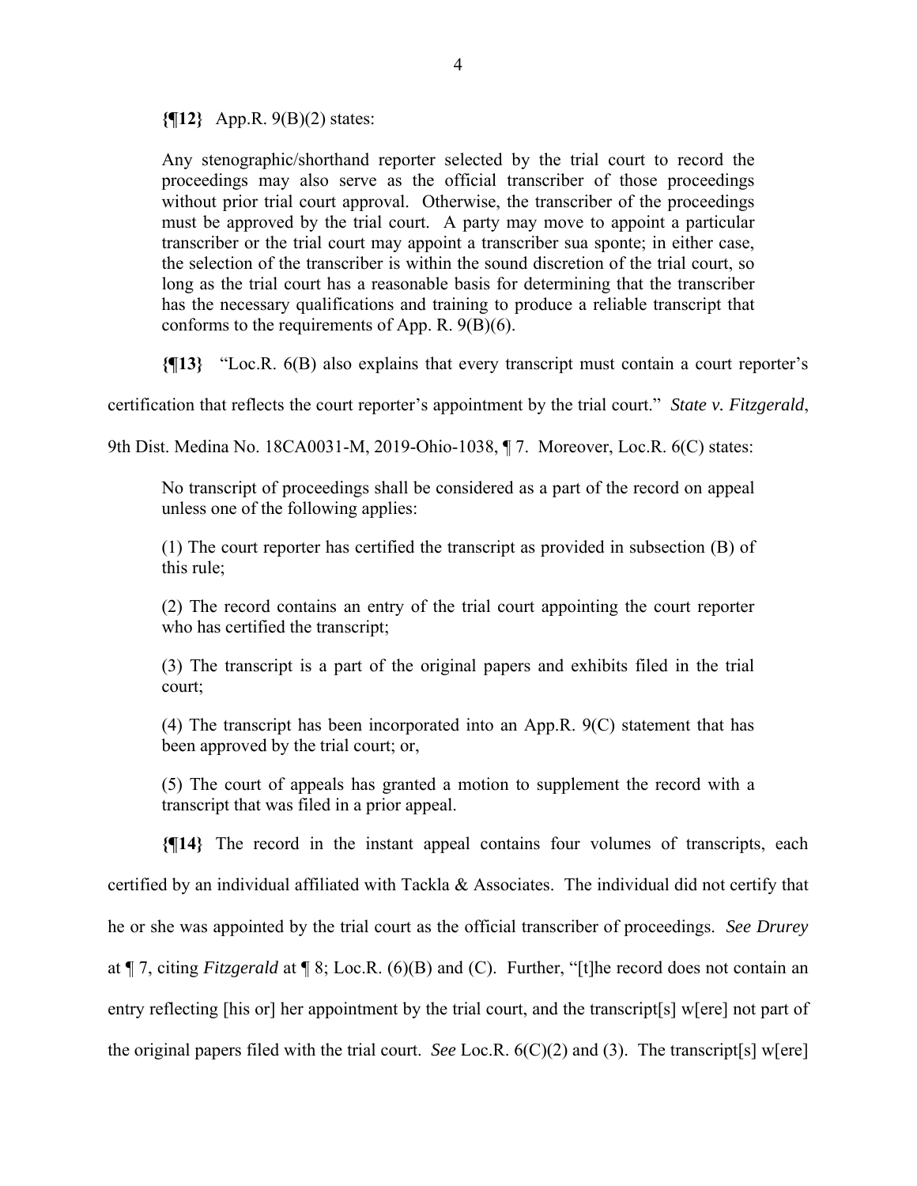**{¶12}** App.R. 9(B)(2) states:

> Any stenographic/shorthand reporter selected by the trial court to record the proceedings may also serve as the official transcriber of those proceedings without prior trial court approval. Otherwise, the transcriber of the proceedings must be approved by the trial court. A party may move to appoint a particular transcriber or the trial court may appoint a transcriber sua sponte; in either case, the selection of the transcriber is within the sound discretion of the trial court, so long as the trial court has a reasonable basis for determining that the transcriber has the necessary qualifications and training to produce a reliable transcript that conforms to the requirements of App. R. 9(B)(6).

**{¶13}** "Loc.R. 6(B) also explains that every transcript must contain a court reporter's certification that reflects the court reporter's appointment by the trial court." *State v. Fitzgerald*, 9th Dist. Medina No. 18CA0031-M, 2019-Ohio-1038, ¶ 7. Moreover, Loc.R. 6(C) states:

> No transcript of proceedings shall be considered as a part of the record on appeal unless one of the following applies:
>
> (1) The court reporter has certified the transcript as provided in subsection (B) of this rule;
>
> (2) The record contains an entry of the trial court appointing the court reporter who has certified the transcript;
>
> (3) The transcript is a part of the original papers and exhibits filed in the trial court;
>
> (4) The transcript has been incorporated into an App.R. 9(C) statement that has been approved by the trial court; or,
>
> (5) The court of appeals has granted a motion to supplement the record with a transcript that was filed in a prior appeal.

**{¶14}** The record in the instant appeal contains four volumes of transcripts, each certified by an individual affiliated with Tackla & Associates. The individual did not certify that he or she was appointed by the trial court as the official transcriber of proceedings. *See Drurey* at ¶ 7, citing *Fitzgerald* at ¶ 8; Loc.R. (6)(B) and (C). Further, "[t]he record does not contain an entry reflecting [his or] her appointment by the trial court, and the transcript[s] w[ere] not part of the original papers filed with the trial court. *See* Loc.R. 6(C)(2) and (3). The transcript[s] w[ere]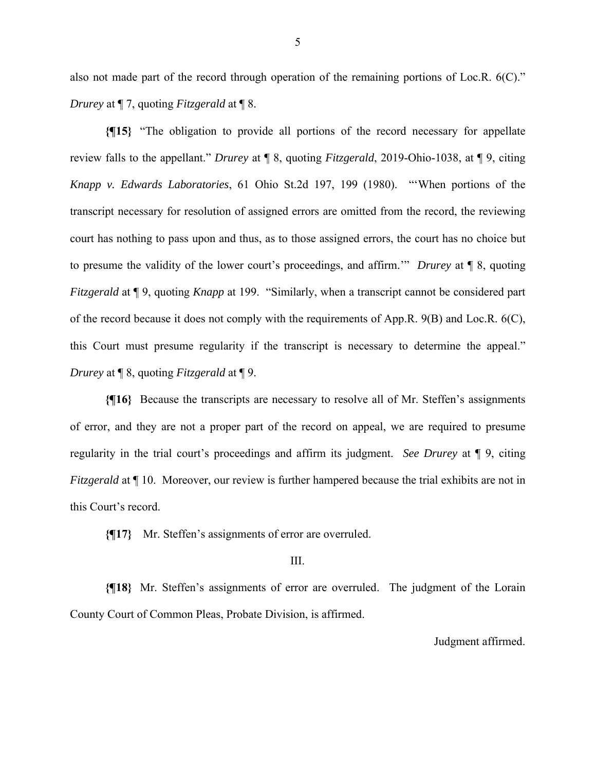also not made part of the record through operation of the remaining portions of Loc.R. 6(C)." *Drurey* at ¶ 7, quoting *Fitzgerald* at ¶ 8.

**{¶15}** "The obligation to provide all portions of the record necessary for appellate review falls to the appellant." *Drurey* at ¶ 8, quoting *Fitzgerald*, 2019-Ohio-1038, at ¶ 9, citing *Knapp v. Edwards Laboratories*, 61 Ohio St.2d 197, 199 (1980). "'When portions of the transcript necessary for resolution of assigned errors are omitted from the record, the reviewing court has nothing to pass upon and thus, as to those assigned errors, the court has no choice but to presume the validity of the lower court's proceedings, and affirm.'" *Drurey* at ¶ 8, quoting *Fitzgerald* at ¶ 9, quoting *Knapp* at 199. "Similarly, when a transcript cannot be considered part of the record because it does not comply with the requirements of App.R. 9(B) and Loc.R. 6(C), this Court must presume regularity if the transcript is necessary to determine the appeal." *Drurey* at ¶ 8, quoting *Fitzgerald* at ¶ 9.

**{¶16}** Because the transcripts are necessary to resolve all of Mr. Steffen's assignments of error, and they are not a proper part of the record on appeal, we are required to presume regularity in the trial court's proceedings and affirm its judgment. *See Drurey* at ¶ 9, citing *Fitzgerald* at ¶ 10. Moreover, our review is further hampered because the trial exhibits are not in this Court's record.

**{¶17}** Mr. Steffen's assignments of error are overruled.

III.

**{¶18}** Mr. Steffen's assignments of error are overruled. The judgment of the Lorain County Court of Common Pleas, Probate Division, is affirmed.

Judgment affirmed.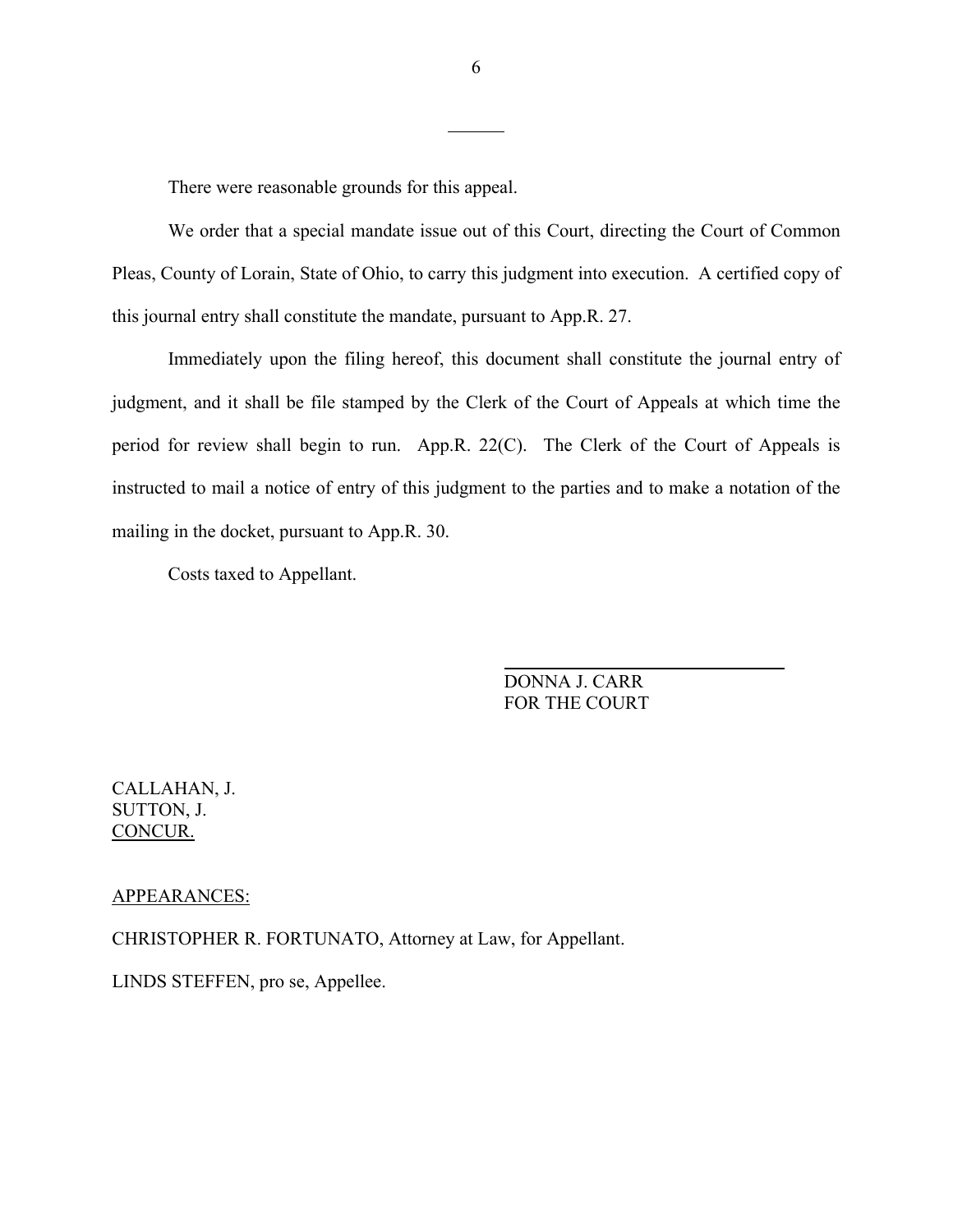There were reasonable grounds for this appeal.

We order that a special mandate issue out of this Court, directing the Court of Common Pleas, County of Lorain, State of Ohio, to carry this judgment into execution. A certified copy of this journal entry shall constitute the mandate, pursuant to App.R. 27.

Immediately upon the filing hereof, this document shall constitute the journal entry of judgment, and it shall be file stamped by the Clerk of the Court of Appeals at which time the period for review shall begin to run. App.R. 22(C). The Clerk of the Court of Appeals is instructed to mail a notice of entry of this judgment to the parties and to make a notation of the mailing in the docket, pursuant to App.R. 30.

Costs taxed to Appellant.

DONNA J. CARR
FOR THE COURT

CALLAHAN, J.
SUTTON, J.
CONCUR.

APPEARANCES:

CHRISTOPHER R. FORTUNATO, Attorney at Law, for Appellant.

LINDS STEFFEN, pro se, Appellee.